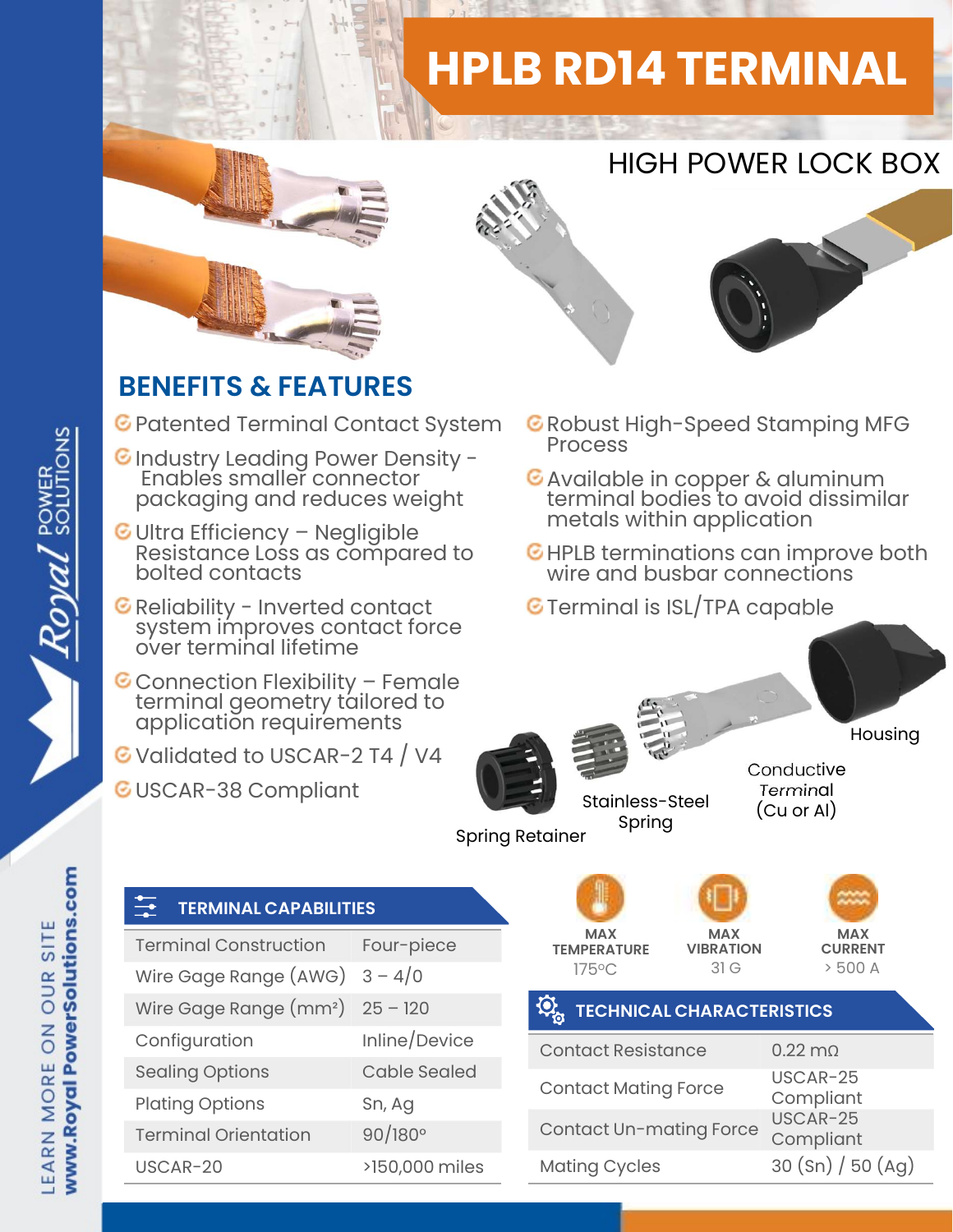# HPLB RD14 TERMINAL

## HIGH POWER LOCK BOX

## BENEFITS & FEATURES

- Patented Terminal Contact System
- Industry Leading Power Density - Enables smaller connector packaging and reduces weight
- Ultra Efficiency – Negligible Resistance Loss as compared to bolted contacts
- Reliability - Inverted contact system improves contact force over terminal lifetime
- Connection Flexibility – Female terminal geometry tailored to application requirements
- Validated to USCAR-2 T4 / V4
- USCAR-38 Compliant
- Robust High-Speed Stamping MFG Process
- Available in copper & aluminum terminal bodies to avoid dissimilar metals within application
- HPLB terminations can improve both wire and busbar connections
- Terminal is ISL/TPA capable

Housing

Conductive Terminal (Cu or Al)

Stainless-Steel Spring

Spring Retainer

### TERMINAL CAPABILITIES

| Terminal Construction | Four-piece |
|---|---|
| Wire Gage Range (AWG) | 3 – 4/0 |
| Wire Gage Range (mm²) | 25 – 120 |
| Configuration | Inline/Device |
| Sealing Options | Cable Sealed |
| Plating Options | Sn, Ag |
| Terminal Orientation | 90/180° |
| USCAR-20 | >150,000 miles |

| MAX TEMPERATURE | MAX VIBRATION | MAX CURRENT |
|---|---|---|
| 175°C | 31 G | > 500 A |

### TECHNICAL CHARACTERISTICS

| Contact Resistance | 0.22 mΩ |
|---|---|
| Contact Mating Force | USCAR-25 Compliant |
| Contact Un-mating Force | USCAR-25 Compliant |
| Mating Cycles | 30 (Sn) / 50 (Ag) |

Royal Power Solutions

LEARN MORE ON OUR SITE www.RoyalPowerSolutions.com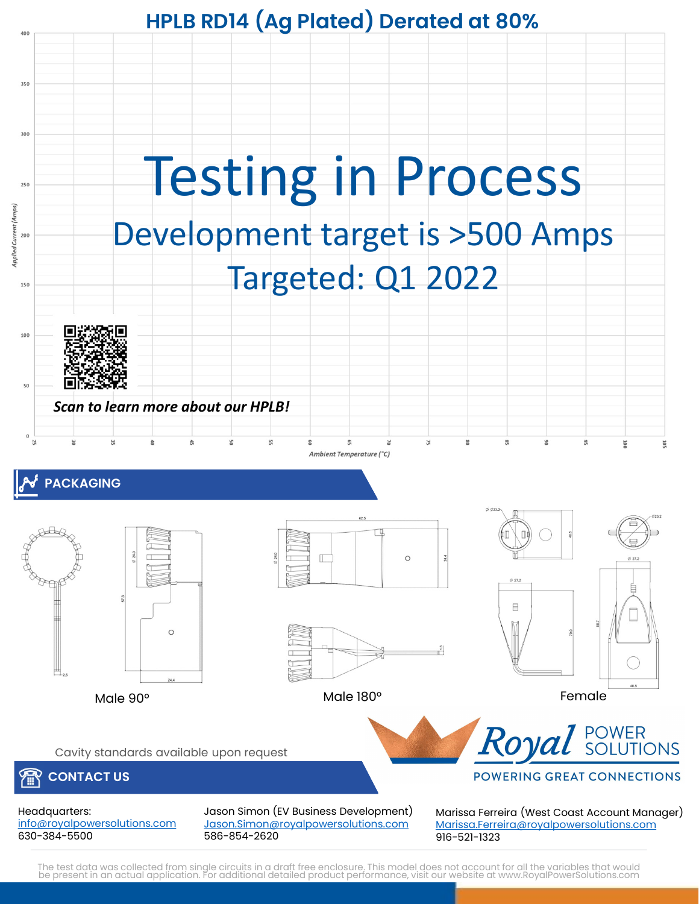## HPLB RD14 (Ag Plated) Derated at 80%

Applied Current (Amps)

400
350
300
250
200
150
100
50
0

25 30 35 40 45 50 55 60 65 70 75 80 85 90 95 100 105

Ambient Temperature (°C)

# Testing in Process

Development target is >500 Amps

Targeted: Q1 2022

***Scan to learn more about our HPLB!***

## PACKAGING

Male 90°

Male 180°

Female

Cavity standards available upon request

## CONTACT US

Royal POWER SOLUTIONS

POWERING GREAT CONNECTIONS

Headquarters:
info@royalpowersolutions.com
630-384-5500

Jason Simon (EV Business Development)
Jason.Simon@royalpowersolutions.com
586-854-2620

Marissa Ferreira (West Coast Account Manager)
Marissa.Ferreira@royalpowersolutions.com
916-521-1323

The test data was collected from single circuits in a draft free enclosure. This model does not account for all the variables that would be present in an actual application. For additional detailed product performance, visit our website at www.RoyalPowerSolutions.com